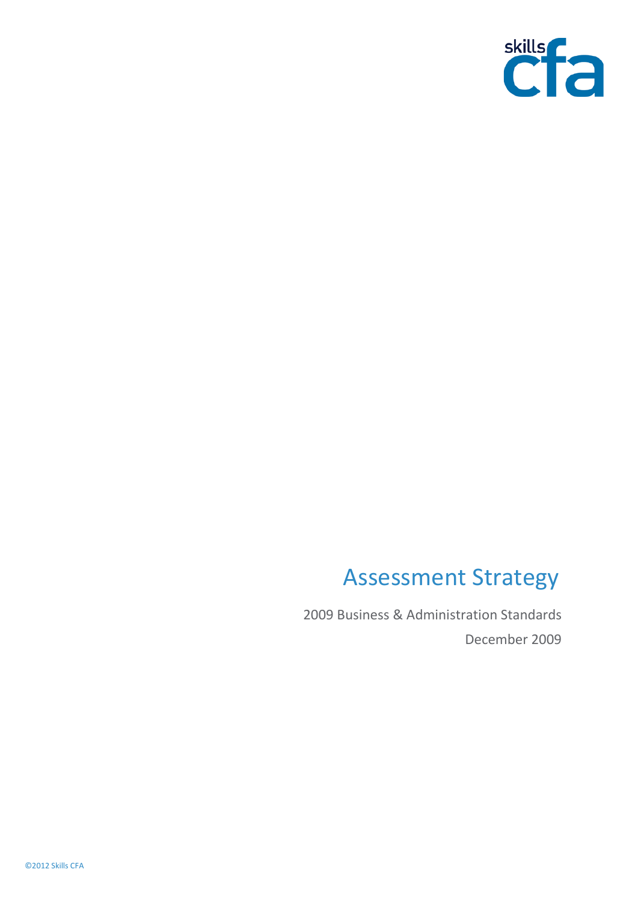skills cfa

# Assessment Strategy

2009 Business & Administration Standards

December 2009

©2012 Skills CFA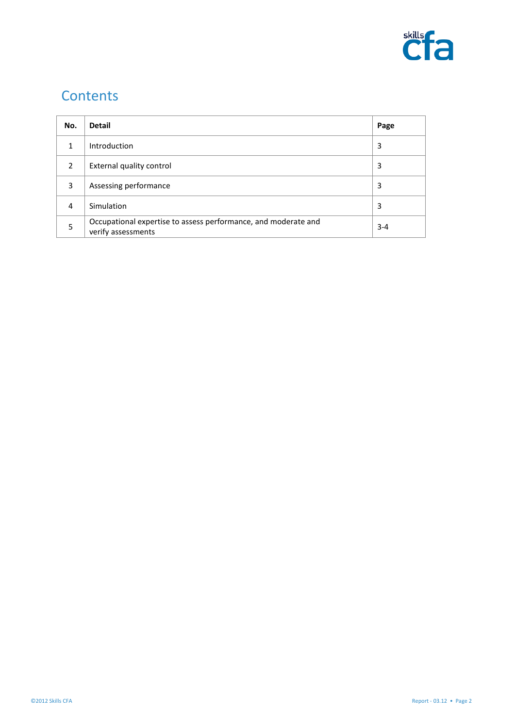## Contents

| No. | Detail | Page |
|---|---|---|
| 1 | Introduction | 3 |
| 2 | External quality control | 3 |
| 3 | Assessing performance | 3 |
| 4 | Simulation | 3 |
| 5 | Occupational expertise to assess performance, and moderate and verify assessments | 3-4 |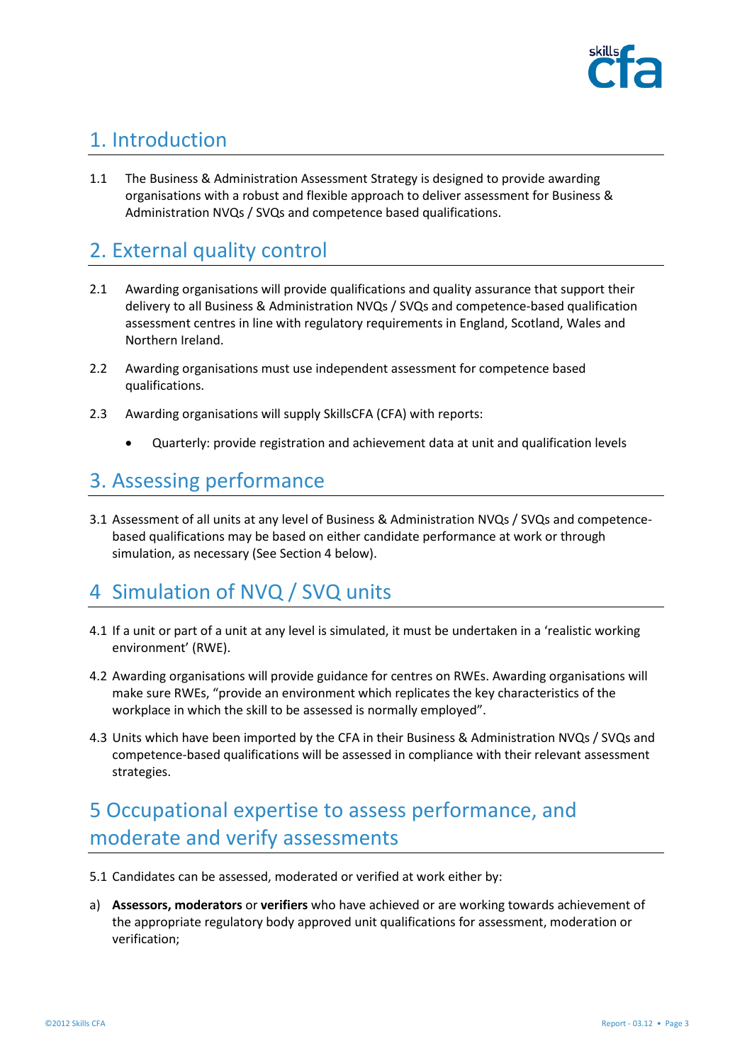## 1. Introduction

1.1 The Business & Administration Assessment Strategy is designed to provide awarding organisations with a robust and flexible approach to deliver assessment for Business & Administration NVQs / SVQs and competence based qualifications.

## 2. External quality control

2.1 Awarding organisations will provide qualifications and quality assurance that support their delivery to all Business & Administration NVQs / SVQs and competence-based qualification assessment centres in line with regulatory requirements in England, Scotland, Wales and Northern Ireland.

2.2 Awarding organisations must use independent assessment for competence based qualifications.

2.3 Awarding organisations will supply SkillsCFA (CFA) with reports:

- Quarterly: provide registration and achievement data at unit and qualification levels

## 3. Assessing performance

3.1 Assessment of all units at any level of Business & Administration NVQs / SVQs and competence-based qualifications may be based on either candidate performance at work or through simulation, as necessary (See Section 4 below).

## 4 Simulation of NVQ / SVQ units

4.1 If a unit or part of a unit at any level is simulated, it must be undertaken in a 'realistic working environment' (RWE).

4.2 Awarding organisations will provide guidance for centres on RWEs. Awarding organisations will make sure RWEs, "provide an environment which replicates the key characteristics of the workplace in which the skill to be assessed is normally employed".

4.3 Units which have been imported by the CFA in their Business & Administration NVQs / SVQs and competence-based qualifications will be assessed in compliance with their relevant assessment strategies.

## 5 Occupational expertise to assess performance, and moderate and verify assessments

5.1 Candidates can be assessed, moderated or verified at work either by:

a) **Assessors, moderators** or **verifiers** who have achieved or are working towards achievement of the appropriate regulatory body approved unit qualifications for assessment, moderation or verification;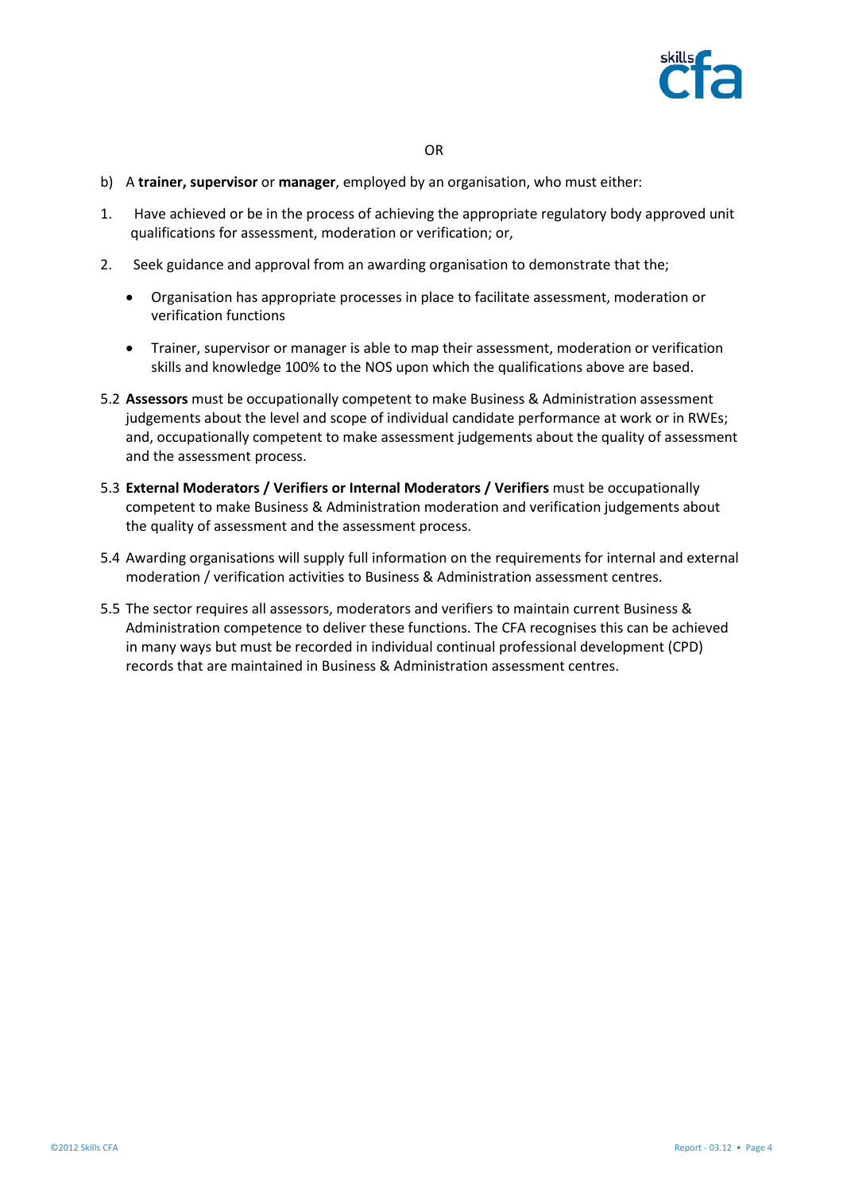OR

b) A **trainer, supervisor** or **manager**, employed by an organisation, who must either:

1. Have achieved or be in the process of achieving the appropriate regulatory body approved unit qualifications for assessment, moderation or verification; or,

2. Seek guidance and approval from an awarding organisation to demonstrate that the;

   - Organisation has appropriate processes in place to facilitate assessment, moderation or verification functions
   - Trainer, supervisor or manager is able to map their assessment, moderation or verification skills and knowledge 100% to the NOS upon which the qualifications above are based.

5.2 **Assessors** must be occupationally competent to make Business & Administration assessment judgements about the level and scope of individual candidate performance at work or in RWEs; and, occupationally competent to make assessment judgements about the quality of assessment and the assessment process.

5.3 **External Moderators / Verifiers or Internal Moderators / Verifiers** must be occupationally competent to make Business & Administration moderation and verification judgements about the quality of assessment and the assessment process.

5.4 Awarding organisations will supply full information on the requirements for internal and external moderation / verification activities to Business & Administration assessment centres.

5.5 The sector requires all assessors, moderators and verifiers to maintain current Business & Administration competence to deliver these functions. The CFA recognises this can be achieved in many ways but must be recorded in individual continual professional development (CPD) records that are maintained in Business & Administration assessment centres.